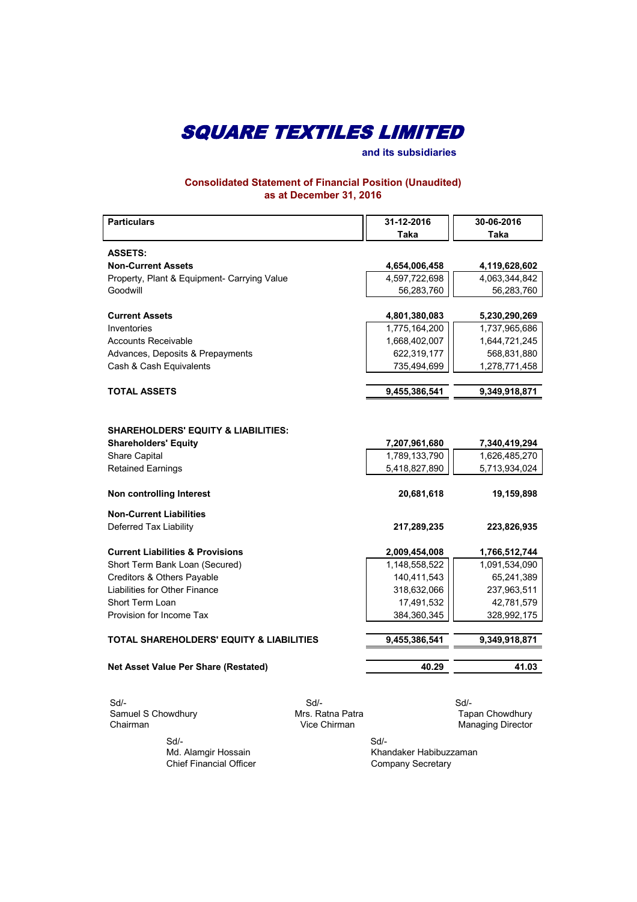# SQUARE TEXTILES LIMITED

**and its subsidiaries**

## Consolidated Statement of Financial Position (Unaudited)
## as at December 31, 2016

| Particulars | 31-12-2016 Taka | 30-06-2016 Taka |
|---|---|---|
| **ASSETS:** | | |
| **Non-Current Assets** | **4,654,006,458** | **4,119,628,602** |
| Property, Plant & Equipment- Carrying Value | 4,597,722,698 | 4,063,344,842 |
| Goodwill | 56,283,760 | 56,283,760 |
| **Current Assets** | **4,801,380,083** | **5,230,290,269** |
| Inventories | 1,775,164,200 | 1,737,965,686 |
| Accounts Receivable | 1,668,402,007 | 1,644,721,245 |
| Advances, Deposits & Prepayments | 622,319,177 | 568,831,880 |
| Cash & Cash Equivalents | 735,494,699 | 1,278,771,458 |
| **TOTAL ASSETS** | **9,455,386,541** | **9,349,918,871** |
| **SHAREHOLDERS' EQUITY & LIABILITIES:** | | |
| **Shareholders' Equity** | **7,207,961,680** | **7,340,419,294** |
| Share Capital | 1,789,133,790 | 1,626,485,270 |
| Retained Earnings | 5,418,827,890 | 5,713,934,024 |
| **Non controlling Interest** | **20,681,618** | **19,159,898** |
| **Non-Current Liabilities** | | |
| Deferred Tax Liability | **217,289,235** | **223,826,935** |
| **Current Liabilities & Provisions** | **2,009,454,008** | **1,766,512,744** |
| Short Term Bank Loan (Secured) | 1,148,558,522 | 1,091,534,090 |
| Creditors & Others Payable | 140,411,543 | 65,241,389 |
| Liabilities for Other Finance | 318,632,066 | 237,963,511 |
| Short Term Loan | 17,491,532 | 42,781,579 |
| Provision for Income Tax | 384,360,345 | 328,992,175 |
| **TOTAL SHAREHOLDERS' EQUITY & LIABILITIES** | **9,455,386,541** | **9,349,918,871** |
| **Net Asset Value Per Share (Restated)** | **40.29** | **41.03** |

Sd/-
Samuel S Chowdhury
Chairman

Sd/-
Mrs. Ratna Patra
Vice Chirman

Sd/-
Tapan Chowdhury
Managing Director

Sd/-
Md. Alamgir Hossain
Chief Financial Officer

Sd/-
Khandaker Habibuzzaman
Company Secretary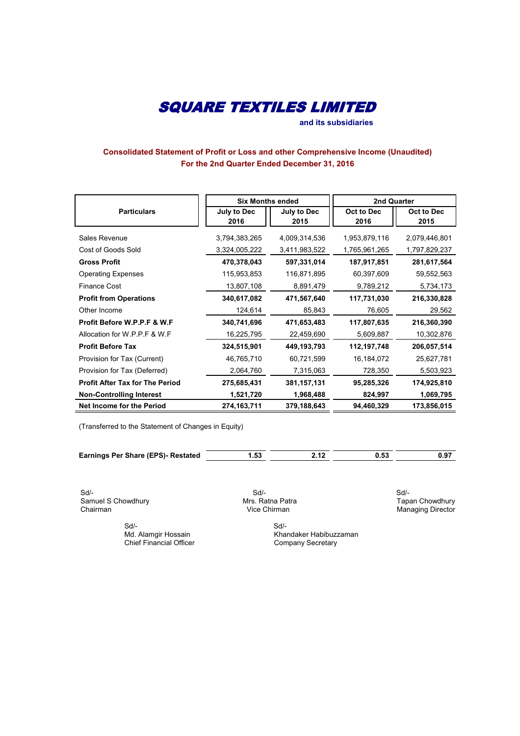# SQUARE TEXTILES LIMITED

**and its subsidiaries**

## Consolidated Statement of Profit or Loss and other Comprehensive Income (Unaudited)
## For the 2nd Quarter Ended December 31, 2016

| Particulars | Six Months ended | | 2nd Quarter | |
|---|---|---|---|---|
| | July to Dec 2016 | July to Dec 2015 | Oct to Dec 2016 | Oct to Dec 2015 |
| Sales Revenue | 3,794,383,265 | 4,009,314,536 | 1,953,879,116 | 2,079,446,801 |
| Cost of Goods Sold | 3,324,005,222 | 3,411,983,522 | 1,765,961,265 | 1,797,829,237 |
| **Gross Profit** | **470,378,043** | **597,331,014** | **187,917,851** | **281,617,564** |
| Operating Expenses | 115,953,853 | 116,871,895 | 60,397,609 | 59,552,563 |
| Finance Cost | 13,807,108 | 8,891,479 | 9,789,212 | 5,734,173 |
| **Profit from Operations** | **340,617,082** | **471,567,640** | **117,731,030** | **216,330,828** |
| Other Income | 124,614 | 85,843 | 76,605 | 29,562 |
| **Profit Before W.P.P.F & W.F** | **340,741,696** | **471,653,483** | **117,807,635** | **216,360,390** |
| Allocation for W.P.P.F & W.F | 16,225,795 | 22,459,690 | 5,609,887 | 10,302,876 |
| **Profit Before Tax** | **324,515,901** | **449,193,793** | **112,197,748** | **206,057,514** |
| Provision for Tax (Current) | 46,765,710 | 60,721,599 | 16,184,072 | 25,627,781 |
| Provision for Tax (Deferred) | 2,064,760 | 7,315,063 | 728,350 | 5,503,923 |
| **Profit After Tax for The Period** | **275,685,431** | **381,157,131** | **95,285,326** | **174,925,810** |
| **Non-Controlling Interest** | **1,521,720** | **1,968,488** | **824,997** | **1,069,795** |
| **Net Income for the Period** | **274,163,711** | **379,188,643** | **94,460,329** | **173,856,015** |

(Transferred to the Statement of Changes in Equity)

| | | | | |
|---|---|---|---|---|
| **Earnings Per Share (EPS)- Restated** | **1.53** | **2.12** | **0.53** | **0.97** |

Sd/-
Samuel S Chowdhury
Chairman

Sd/-
Mrs. Ratna Patra
Vice Chirman

Sd/-
Tapan Chowdhury
Managing Director

Sd/-
Md. Alamgir Hossain
Chief Financial Officer

Sd/-
Khandaker Habibuzzaman
Company Secretary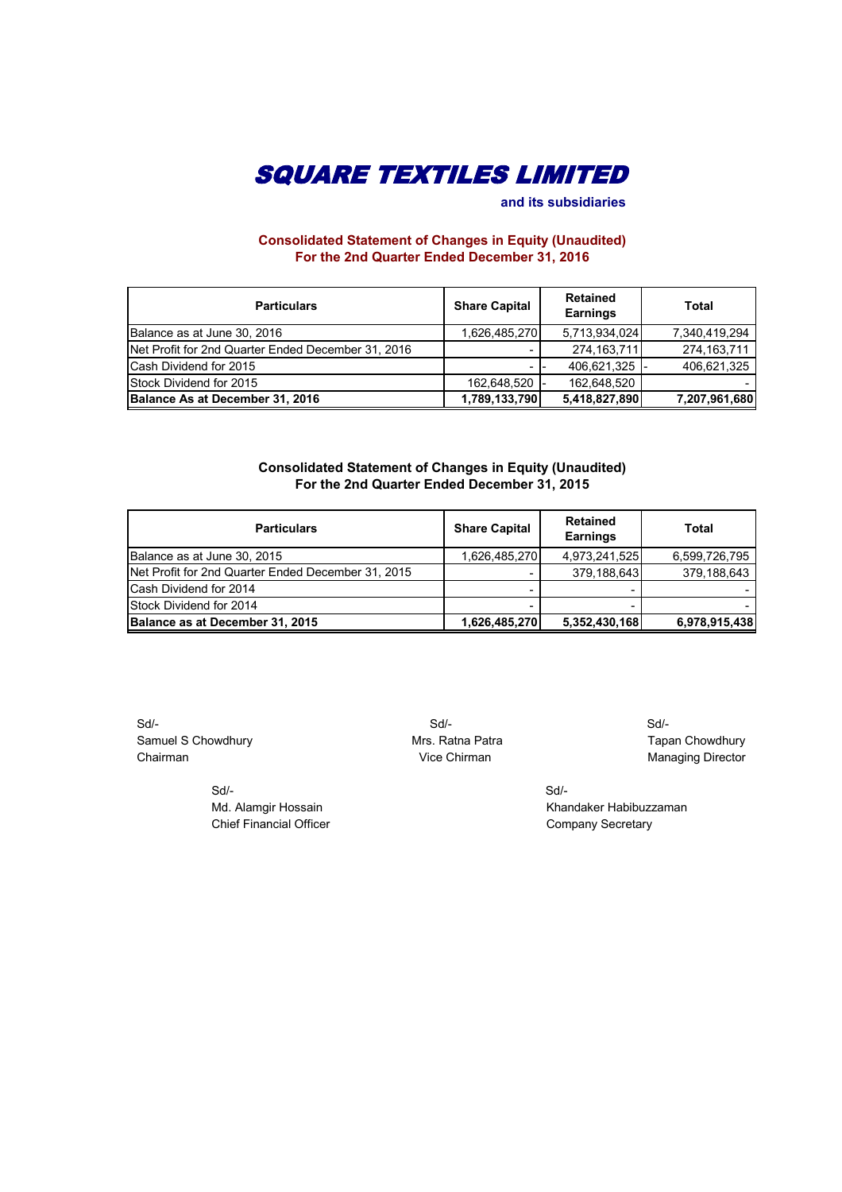# SQUARE TEXTILES LIMITED

**and its subsidiaries**

## Consolidated Statement of Changes in Equity (Unaudited)
## For the 2nd Quarter Ended December 31, 2016

| Particulars | Share Capital | Retained Earnings | Total |
|---|---|---|---|
| Balance as at June 30, 2016 | 1,626,485,270 | 5,713,934,024 | 7,340,419,294 |
| Net Profit for 2nd Quarter Ended December 31, 2016 | - | 274,163,711 | 274,163,711 |
| Cash Dividend for 2015 | - | - 406,621,325 | - 406,621,325 |
| Stock Dividend for 2015 | 162,648,520 | - 162,648,520 | - |
| **Balance As at December 31, 2016** | **1,789,133,790** | **5,418,827,890** | **7,207,961,680** |

## Consolidated Statement of Changes in Equity (Unaudited)
## For the 2nd Quarter Ended December 31, 2015

| Particulars | Share Capital | Retained Earnings | Total |
|---|---|---|---|
| Balance as at June 30, 2015 | 1,626,485,270 | 4,973,241,525 | 6,599,726,795 |
| Net Profit for 2nd Quarter Ended December 31, 2015 | - | 379,188,643 | 379,188,643 |
| Cash Dividend for 2014 | - | - | - |
| Stock Dividend for 2014 | - | - | - |
| **Balance as at December 31, 2015** | **1,626,485,270** | **5,352,430,168** | **6,978,915,438** |

Sd/-
Samuel S Chowdhury
Chairman

Sd/-
Mrs. Ratna Patra
Vice Chirman

Sd/-
Tapan Chowdhury
Managing Director

Sd/-
Md. Alamgir Hossain
Chief Financial Officer

Sd/-
Khandaker Habibuzzaman
Company Secretary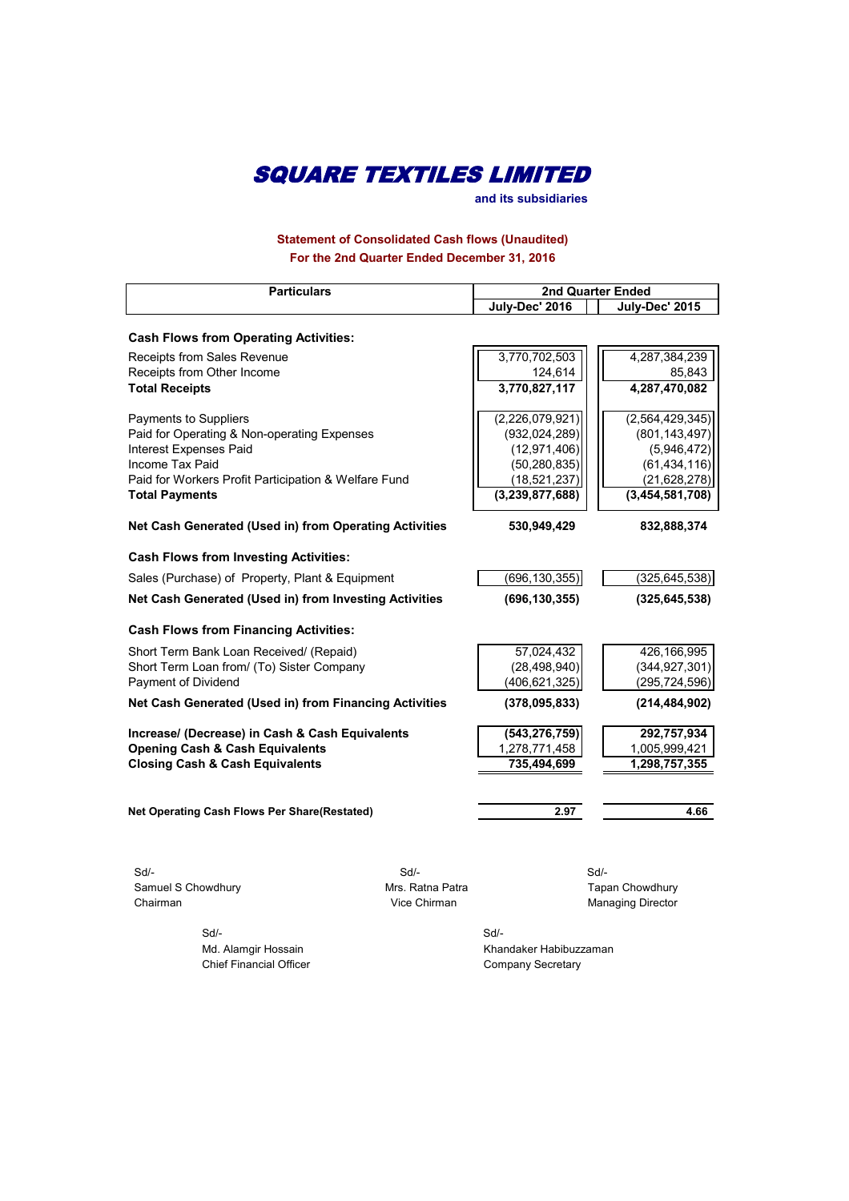# SQUARE TEXTILES LIMITED

**and its subsidiaries**

**Statement of Consolidated Cash flows (Unaudited)**
**For the 2nd Quarter Ended December 31, 2016**

| Particulars | 2nd Quarter Ended | |
|---|---|---|
| | July-Dec' 2016 | July-Dec' 2015 |
| **Cash Flows from Operating Activities:** | | |
| Receipts from Sales Revenue | 3,770,702,503 | 4,287,384,239 |
| Receipts from Other Income | 124,614 | 85,843 |
| **Total Receipts** | **3,770,827,117** | **4,287,470,082** |
| Payments to Suppliers | (2,226,079,921) | (2,564,429,345) |
| Paid for Operating & Non-operating Expenses | (932,024,289) | (801,143,497) |
| Interest Expenses Paid | (12,971,406) | (5,946,472) |
| Income Tax Paid | (50,280,835) | (61,434,116) |
| Paid for Workers Profit Participation & Welfare Fund | (18,521,237) | (21,628,278) |
| **Total Payments** | **(3,239,877,688)** | **(3,454,581,708)** |
| **Net Cash Generated (Used in) from Operating Activities** | **530,949,429** | **832,888,374** |
| **Cash Flows from Investing Activities:** | | |
| Sales (Purchase) of Property, Plant & Equipment | (696,130,355) | (325,645,538) |
| **Net Cash Generated (Used in) from Investing Activities** | **(696,130,355)** | **(325,645,538)** |
| **Cash Flows from Financing Activities:** | | |
| Short Term Bank Loan Received/ (Repaid) | 57,024,432 | 426,166,995 |
| Short Term Loan from/ (To) Sister Company | (28,498,940) | (344,927,301) |
| Payment of Dividend | (406,621,325) | (295,724,596) |
| **Net Cash Generated (Used in) from Financing Activities** | **(378,095,833)** | **(214,484,902)** |
| **Increase/ (Decrease) in Cash & Cash Equivalents** | **(543,276,759)** | **292,757,934** |
| **Opening Cash & Cash Equivalents** | 1,278,771,458 | 1,005,999,421 |
| **Closing Cash & Cash Equivalents** | **735,494,699** | **1,298,757,355** |
| **Net Operating Cash Flows Per Share(Restated)** | **2.97** | **4.66** |

| | | |
|---|---|---|
| Sd/- | Sd/- | Sd/- |
| Samuel S Chowdhury | Mrs. Ratna Patra | Tapan Chowdhury |
| Chairman | Vice Chirman | Managing Director |

| | |
|---|---|
| Sd/- | Sd/- |
| Md. Alamgir Hossain | Khandaker Habibuzzaman |
| Chief Financial Officer | Company Secretary |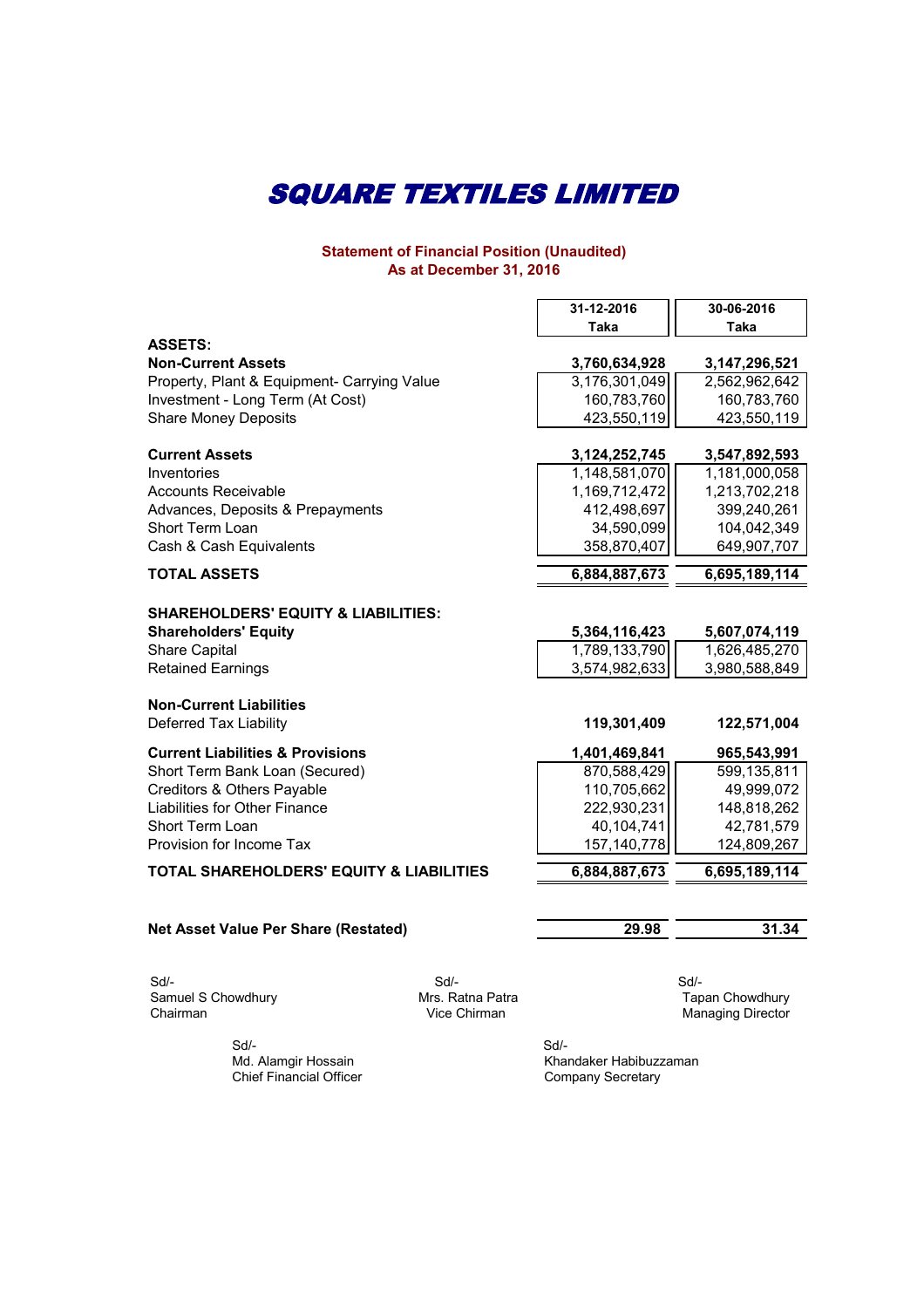# SQUARE TEXTILES LIMITED

## Statement of Financial Position (Unaudited)
## As at December 31, 2016

| | 31-12-2016 Taka | 30-06-2016 Taka |
|---|---:|---:|
| **ASSETS:** | | |
| **Non-Current Assets** | **3,760,634,928** | **3,147,296,521** |
| Property, Plant & Equipment- Carrying Value | 3,176,301,049 | 2,562,962,642 |
| Investment - Long Term (At Cost) | 160,783,760 | 160,783,760 |
| Share Money Deposits | 423,550,119 | 423,550,119 |
| | | |
| **Current Assets** | **3,124,252,745** | **3,547,892,593** |
| Inventories | 1,148,581,070 | 1,181,000,058 |
| Accounts Receivable | 1,169,712,472 | 1,213,702,218 |
| Advances, Deposits & Prepayments | 412,498,697 | 399,240,261 |
| Short Term Loan | 34,590,099 | 104,042,349 |
| Cash & Cash Equivalents | 358,870,407 | 649,907,707 |
| **TOTAL ASSETS** | **6,884,887,673** | **6,695,189,114** |
| | | |
| **SHAREHOLDERS' EQUITY & LIABILITIES:** | | |
| **Shareholders' Equity** | **5,364,116,423** | **5,607,074,119** |
| Share Capital | 1,789,133,790 | 1,626,485,270 |
| Retained Earnings | 3,574,982,633 | 3,980,588,849 |
| | | |
| **Non-Current Liabilities** | | |
| Deferred Tax Liability | **119,301,409** | **122,571,004** |
| | | |
| **Current Liabilities & Provisions** | **1,401,469,841** | **965,543,991** |
| Short Term Bank Loan (Secured) | 870,588,429 | 599,135,811 |
| Creditors & Others Payable | 110,705,662 | 49,999,072 |
| Liabilities for Other Finance | 222,930,231 | 148,818,262 |
| Short Term Loan | 40,104,741 | 42,781,579 |
| Provision for Income Tax | 157,140,778 | 124,809,267 |
| **TOTAL SHAREHOLDERS' EQUITY & LIABILITIES** | **6,884,887,673** | **6,695,189,114** |
| | | |
| **Net Asset Value Per Share (Restated)** | **29.98** | **31.34** |

Sd/-
Samuel S Chowdhury
Chairman

Sd/-
Mrs. Ratna Patra
Vice Chirman

Sd/-
Tapan Chowdhury
Managing Director

Sd/-
Md. Alamgir Hossain
Chief Financial Officer

Sd/-
Khandaker Habibuzzaman
Company Secretary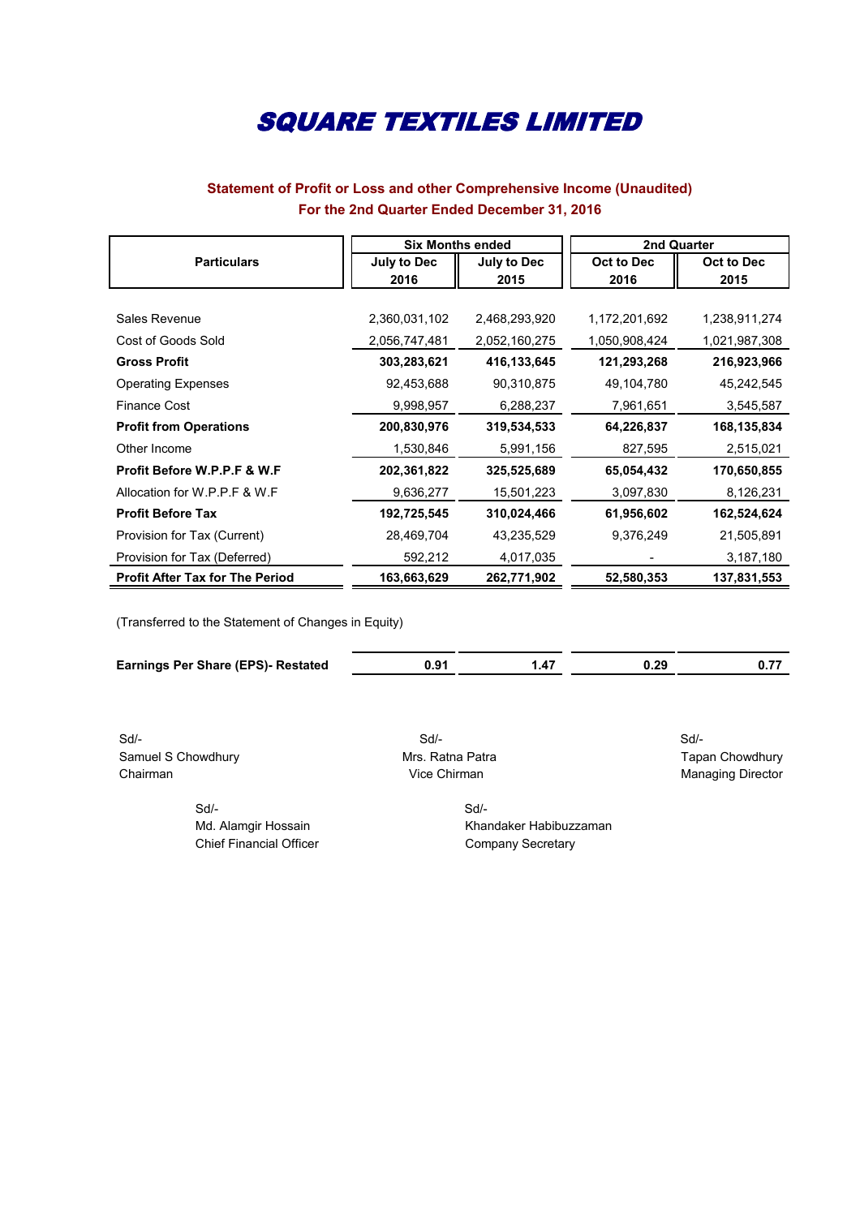# SQUARE TEXTILES LIMITED

## Statement of Profit or Loss and other Comprehensive Income (Unaudited)
## For the 2nd Quarter Ended December 31, 2016

| Particulars | Six Months ended | | 2nd Quarter | |
|---|---|---|---|---|
| | July to Dec 2016 | July to Dec 2015 | Oct to Dec 2016 | Oct to Dec 2015 |
| Sales Revenue | 2,360,031,102 | 2,468,293,920 | 1,172,201,692 | 1,238,911,274 |
| Cost of Goods Sold | 2,056,747,481 | 2,052,160,275 | 1,050,908,424 | 1,021,987,308 |
| **Gross Profit** | **303,283,621** | **416,133,645** | **121,293,268** | **216,923,966** |
| Operating Expenses | 92,453,688 | 90,310,875 | 49,104,780 | 45,242,545 |
| Finance Cost | 9,998,957 | 6,288,237 | 7,961,651 | 3,545,587 |
| **Profit from Operations** | **200,830,976** | **319,534,533** | **64,226,837** | **168,135,834** |
| Other Income | 1,530,846 | 5,991,156 | 827,595 | 2,515,021 |
| **Profit Before W.P.P.F & W.F** | **202,361,822** | **325,525,689** | **65,054,432** | **170,650,855** |
| Allocation for W.P.P.F & W.F | 9,636,277 | 15,501,223 | 3,097,830 | 8,126,231 |
| **Profit Before Tax** | **192,725,545** | **310,024,466** | **61,956,602** | **162,524,624** |
| Provision for Tax (Current) | 28,469,704 | 43,235,529 | 9,376,249 | 21,505,891 |
| Provision for Tax (Deferred) | 592,212 | 4,017,035 | - | 3,187,180 |
| **Profit After Tax for The Period** | **163,663,629** | **262,771,902** | **52,580,353** | **137,831,553** |

(Transferred to the Statement of Changes in Equity)

| | | | | |
|---|---|---|---|---|
| **Earnings Per Share (EPS)- Restated** | **0.91** | **1.47** | **0.29** | **0.77** |

Sd/-
Samuel S Chowdhury
Chairman

Sd/-
Mrs. Ratna Patra
Vice Chirman

Sd/-
Tapan Chowdhury
Managing Director

Sd/-
Md. Alamgir Hossain
Chief Financial Officer

Sd/-
Khandaker Habibuzzaman
Company Secretary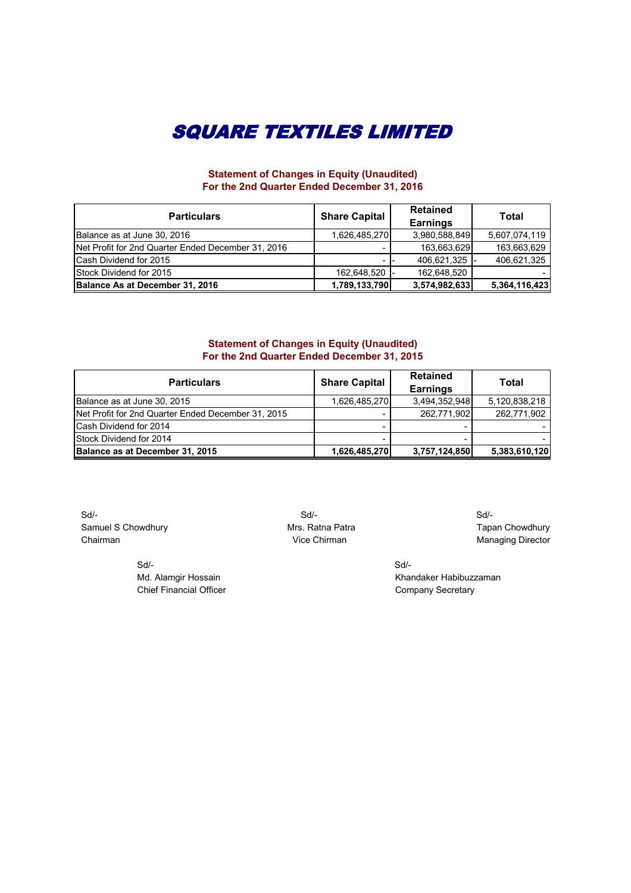# SQUARE TEXTILES LIMITED

### Statement of Changes in Equity (Unaudited)
### For the 2nd Quarter Ended December 31, 2016

| Particulars | Share Capital | Retained Earnings | Total |
|---|---|---|---|
| Balance as at June 30, 2016 | 1,626,485,270 | 3,980,588,849 | 5,607,074,119 |
| Net Profit for 2nd Quarter Ended December 31, 2016 | - | 163,663,629 | 163,663,629 |
| Cash Dividend for 2015 | - | - 406,621,325 | - 406,621,325 |
| Stock Dividend for 2015 | 162,648,520 | - 162,648,520 | - |
| **Balance As at December 31, 2016** | **1,789,133,790** | **3,574,982,633** | **5,364,116,423** |

### Statement of Changes in Equity (Unaudited)
### For the 2nd Quarter Ended December 31, 2015

| Particulars | Share Capital | Retained Earnings | Total |
|---|---|---|---|
| Balance as at June 30, 2015 | 1,626,485,270 | 3,494,352,948 | 5,120,838,218 |
| Net Profit for 2nd Quarter Ended December 31, 2015 | - | 262,771,902 | 262,771,902 |
| Cash Dividend for 2014 | - | - | - |
| Stock Dividend for 2014 | - | - | - |
| **Balance as at December 31, 2015** | **1,626,485,270** | **3,757,124,850** | **5,383,610,120** |

Sd/-
Samuel S Chowdhury
Chairman

Sd/-
Mrs. Ratna Patra
Vice Chirman

Sd/-
Tapan Chowdhury
Managing Director

Sd/-
Md. Alamgir Hossain
Chief Financial Officer

Sd/-
Khandaker Habibuzzaman
Company Secretary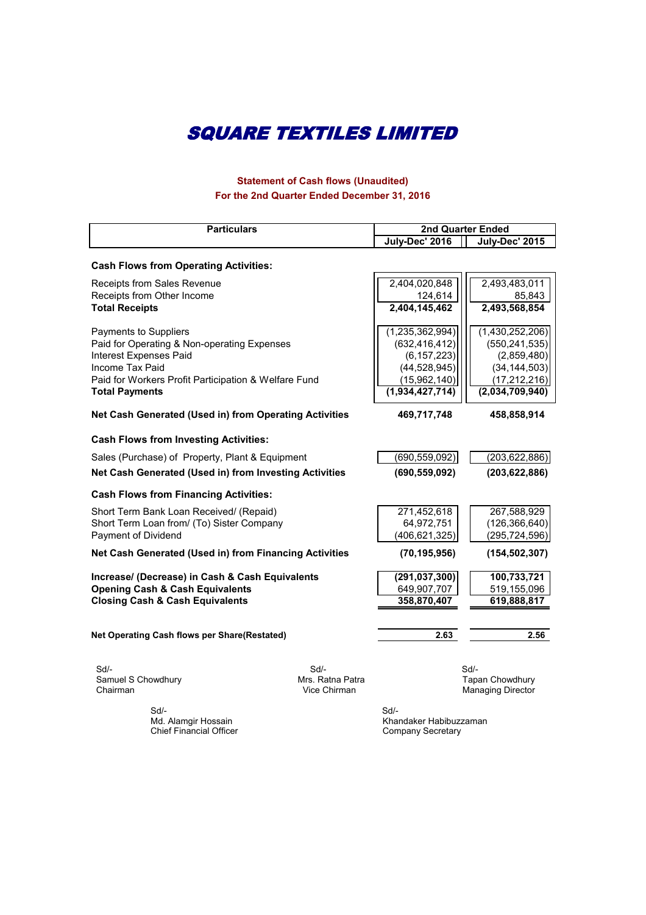# SQUARE TEXTILES LIMITED

### Statement of Cash flows (Unaudited)
### For the 2nd Quarter Ended December 31, 2016

| Particulars | 2nd Quarter Ended | |
|---|---|---|
| | July-Dec' 2016 | July-Dec' 2015 |
| **Cash Flows from Operating Activities:** | | |
| Receipts from Sales Revenue | 2,404,020,848 | 2,493,483,011 |
| Receipts from Other Income | 124,614 | 85,843 |
| **Total Receipts** | **2,404,145,462** | **2,493,568,854** |
| Payments to Suppliers | (1,235,362,994) | (1,430,252,206) |
| Paid for Operating & Non-operating Expenses | (632,416,412) | (550,241,535) |
| Interest Expenses Paid | (6,157,223) | (2,859,480) |
| Income Tax Paid | (44,528,945) | (34,144,503) |
| Paid for Workers Profit Participation & Welfare Fund | (15,962,140) | (17,212,216) |
| **Total Payments** | **(1,934,427,714)** | **(2,034,709,940)** |
| **Net Cash Generated (Used in) from Operating Activities** | **469,717,748** | **458,858,914** |
| **Cash Flows from Investing Activities:** | | |
| Sales (Purchase) of Property, Plant & Equipment | (690,559,092) | (203,622,886) |
| **Net Cash Generated (Used in) from Investing Activities** | **(690,559,092)** | **(203,622,886)** |
| **Cash Flows from Financing Activities:** | | |
| Short Term Bank Loan Received/ (Repaid) | 271,452,618 | 267,588,929 |
| Short Term Loan from/ (To) Sister Company | 64,972,751 | (126,366,640) |
| Payment of Dividend | (406,621,325) | (295,724,596) |
| **Net Cash Generated (Used in) from Financing Activities** | **(70,195,956)** | **(154,502,307)** |
| **Increase/ (Decrease) in Cash & Cash Equivalents** | **(291,037,300)** | **100,733,721** |
| **Opening Cash & Cash Equivalents** | 649,907,707 | 519,155,096 |
| **Closing Cash & Cash Equivalents** | **358,870,407** | **619,888,817** |
| **Net Operating Cash flows per Share(Restated)** | **2.63** | **2.56** |

Sd/-
Samuel S Chowdhury
Chairman

Sd/-
Mrs. Ratna Patra
Vice Chirman

Sd/-
Tapan Chowdhury
Managing Director

Sd/-
Md. Alamgir Hossain
Chief Financial Officer

Sd/-
Khandaker Habibuzzaman
Company Secretary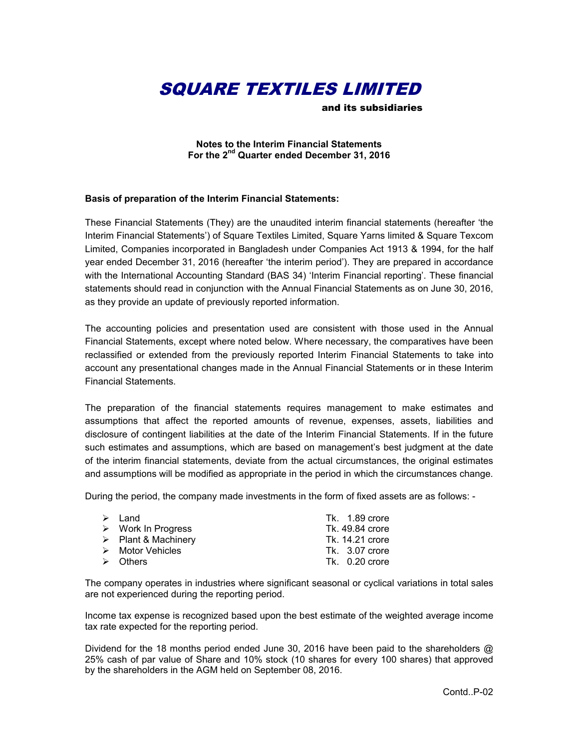# SQUARE TEXTILES LIMITED

**and its subsidiaries**

**Notes to the Interim Financial Statements**
**For the 2nd Quarter ended December 31, 2016**

**Basis of preparation of the Interim Financial Statements:**

These Financial Statements (They) are the unaudited interim financial statements (hereafter 'the Interim Financial Statements') of Square Textiles Limited, Square Yarns limited & Square Texcom Limited, Companies incorporated in Bangladesh under Companies Act 1913 & 1994, for the half year ended December 31, 2016 (hereafter 'the interim period'). They are prepared in accordance with the International Accounting Standard (BAS 34) 'Interim Financial reporting'. These financial statements should read in conjunction with the Annual Financial Statements as on June 30, 2016, as they provide an update of previously reported information.

The accounting policies and presentation used are consistent with those used in the Annual Financial Statements, except where noted below. Where necessary, the comparatives have been reclassified or extended from the previously reported Interim Financial Statements to take into account any presentational changes made in the Annual Financial Statements or in these Interim Financial Statements.

The preparation of the financial statements requires management to make estimates and assumptions that affect the reported amounts of revenue, expenses, assets, liabilities and disclosure of contingent liabilities at the date of the Interim Financial Statements. If in the future such estimates and assumptions, which are based on management's best judgment at the date of the interim financial statements, deviate from the actual circumstances, the original estimates and assumptions will be modified as appropriate in the period in which the circumstances change.

During the period, the company made investments in the form of fixed assets are as follows: -

| | |
|---|---|
| ➢ Land | Tk. 1.89 crore |
| ➢ Work In Progress | Tk. 49.84 crore |
| ➢ Plant & Machinery | Tk. 14.21 crore |
| ➢ Motor Vehicles | Tk. 3.07 crore |
| ➢ Others | Tk. 0.20 crore |

The company operates in industries where significant seasonal or cyclical variations in total sales are not experienced during the reporting period.

Income tax expense is recognized based upon the best estimate of the weighted average income tax rate expected for the reporting period.

Dividend for the 18 months period ended June 30, 2016 have been paid to the shareholders @ 25% cash of par value of Share and 10% stock (10 shares for every 100 shares) that approved by the shareholders in the AGM held on September 08, 2016.

Contd..P-02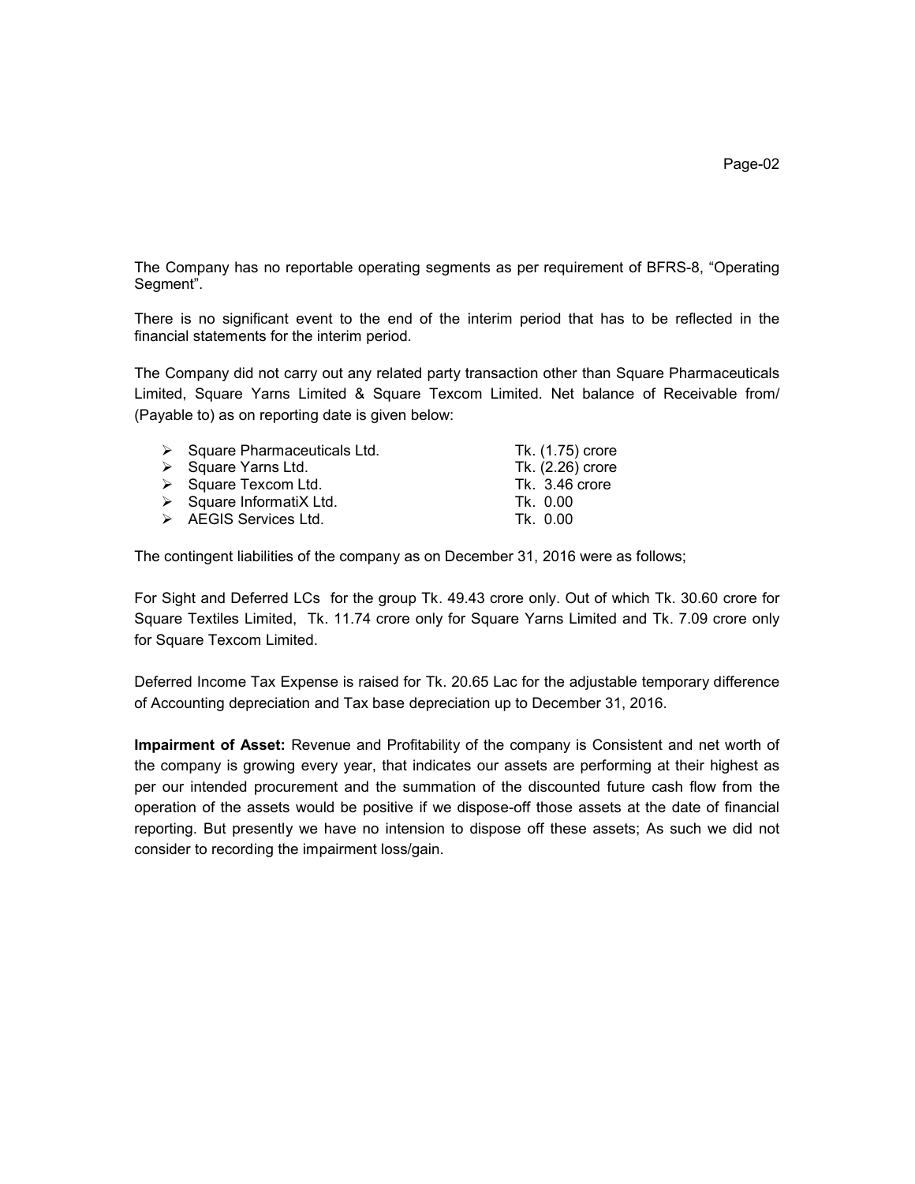The Company has no reportable operating segments as per requirement of BFRS-8, "Operating Segment".

There is no significant event to the end of the interim period that has to be reflected in the financial statements for the interim period.

The Company did not carry out any related party transaction other than Square Pharmaceuticals Limited, Square Yarns Limited & Square Texcom Limited. Net balance of Receivable from/ (Payable to) as on reporting date is given below:

| | |
|---|---|
| ➢ Square Pharmaceuticals Ltd. | Tk. (1.75) crore |
| ➢ Square Yarns Ltd. | Tk. (2.26) crore |
| ➢ Square Texcom Ltd. | Tk. 3.46 crore |
| ➢ Square InformatiX Ltd. | Tk. 0.00 |
| ➢ AEGIS Services Ltd. | Tk. 0.00 |

The contingent liabilities of the company as on December 31, 2016 were as follows;

For Sight and Deferred LCs for the group Tk. 49.43 crore only. Out of which Tk. 30.60 crore for Square Textiles Limited, Tk. 11.74 crore only for Square Yarns Limited and Tk. 7.09 crore only for Square Texcom Limited.

Deferred Income Tax Expense is raised for Tk. 20.65 Lac for the adjustable temporary difference of Accounting depreciation and Tax base depreciation up to December 31, 2016.

**Impairment of Asset:** Revenue and Profitability of the company is Consistent and net worth of the company is growing every year, that indicates our assets are performing at their highest as per our intended procurement and the summation of the discounted future cash flow from the operation of the assets would be positive if we dispose-off those assets at the date of financial reporting. But presently we have no intension to dispose off these assets; As such we did not consider to recording the impairment loss/gain.